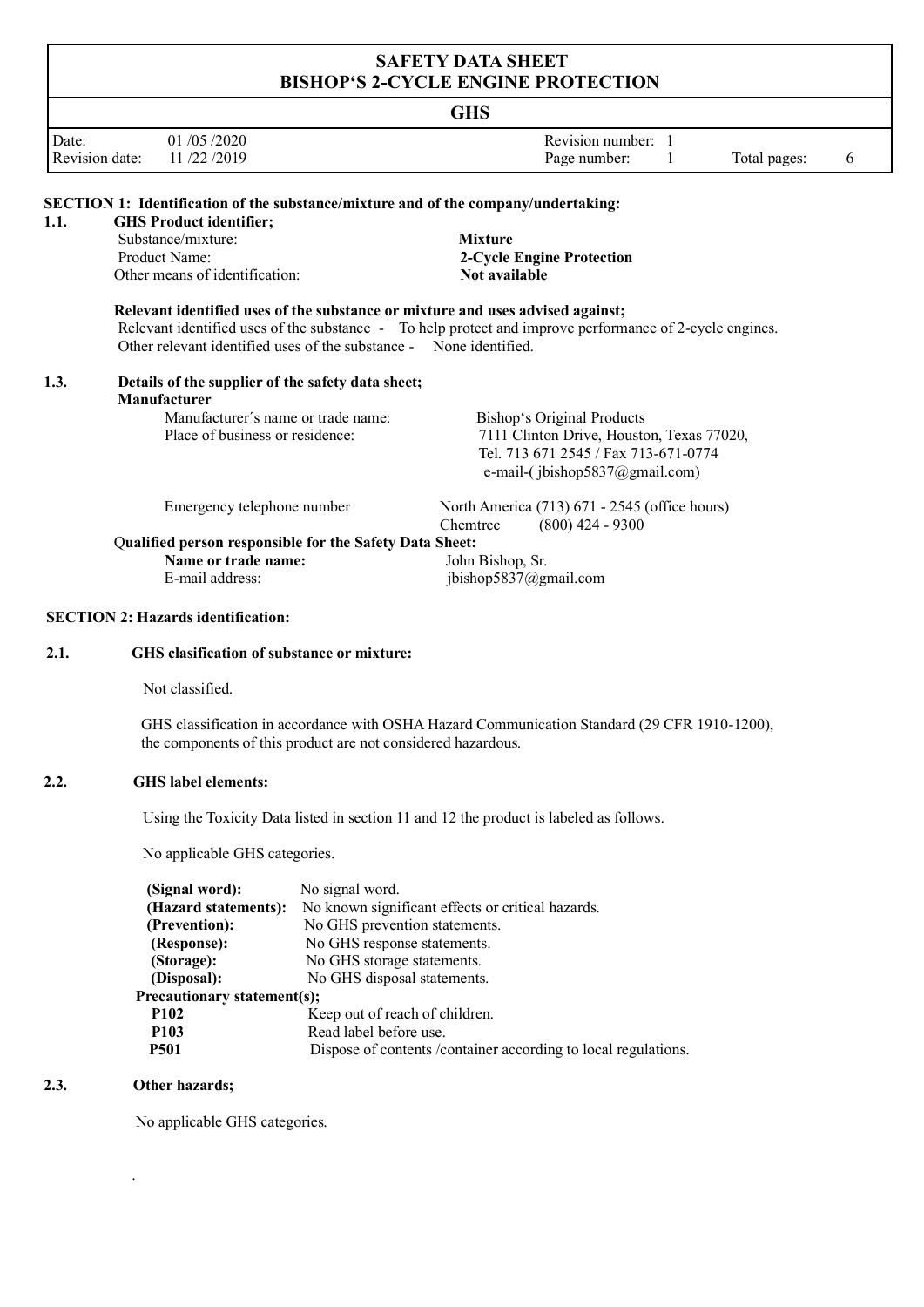# SAFETY DATA SHEET
# BISHOP'S 2-CYCLE ENGINE PROTECTION

**GHS**

| Date: | 01 /05 /2020 | Revision number: | 1 | | |
|---|---|---|---|---|---|
| Revision date: | 11 /22 /2019 | Page number: | 1 | Total pages: | 6 |

## SECTION 1: Identification of the substance/mixture and of the company/undertaking:

### 1.1. GHS Product identifier;

Substance/mixture: **Mixture**
Product Name: **2-Cycle Engine Protection**
Other means of identification: **Not available**

**Relevant identified uses of the substance or mixture and uses advised against;**

Relevant identified uses of the substance - To help protect and improve performance of 2-cycle engines.
Other relevant identified uses of the substance - None identified.

### 1.3. Details of the supplier of the safety data sheet;

**Manufacturer**

Manufacturer´s name or trade name: Bishop's Original Products
Place of business or residence: 7111 Clinton Drive, Houston, Texas 77020,
Tel. 713 671 2545 / Fax 713-671-0774
e-mail-( jbishop5837@gmail.com)

Emergency telephone number: North America (713) 671 - 2545 (office hours)
Chemtrec (800) 424 - 9300

**Qualified person responsible for the Safety Data Sheet:**

**Name or trade name:** John Bishop, Sr.
E-mail address: jbishop5837@gmail.com

## SECTION 2: Hazards identification:

### 2.1. GHS clasification of substance or mixture:

Not classified.

GHS classification in accordance with OSHA Hazard Communication Standard (29 CFR 1910-1200), the components of this product are not considered hazardous.

### 2.2. GHS label elements:

Using the Toxicity Data listed in section 11 and 12 the product is labeled as follows.

No applicable GHS categories.

**(Signal word):** No signal word.
**(Hazard statements):** No known significant effects or critical hazards.
**(Prevention):** No GHS prevention statements.
**(Response):** No GHS response statements.
**(Storage):** No GHS storage statements.
**(Disposal):** No GHS disposal statements.

**Precautionary statement(s);**

**P102** Keep out of reach of children.
**P103** Read label before use.
**P501** Dispose of contents /container according to local regulations.

### 2.3. Other hazards;

No applicable GHS categories.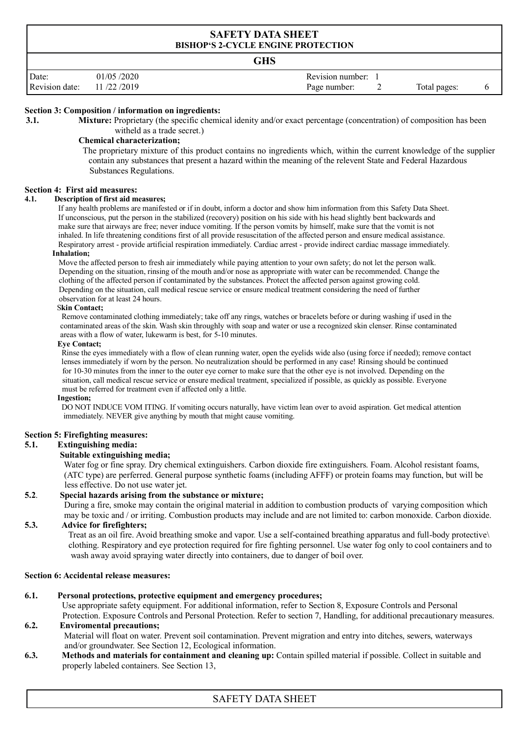## Section 3: Composition / information on ingredients:

**3.1. Mixture:** Proprietary (the specific chemical idenity and/or exact percentage (concentration) of composition has been witheld as a trade secret.)

**Chemical characterization;**

The proprietary mixture of this product contains no ingredients which, within the current knowledge of the supplier contain any substances that present a hazard within the meaning of the relevent State and Federal Hazardous Substances Regulations.

## Section 4: First aid measures:

**4.1. Description of first aid measures;**

If any health problems are manifested or if in doubt, inform a doctor and show him information from this Safety Data Sheet. If unconscious, put the person in the stabilized (recovery) position on his side with his head slightly bent backwards and make sure that airways are free; never induce vomiting. If the person vomits by himself, make sure that the vomit is not inhaled. In life threatening conditions first of all provide resuscitation of the affected person and ensure medical assistance. Respiratory arrest - provide artificial respiration immediately. Cardiac arrest - provide indirect cardiac massage immediately.

**Inhalation;**

Move the affected person to fresh air immediately while paying attention to your own safety; do not let the person walk. Depending on the situation, rinsing of the mouth and/or nose as appropriate with water can be recommended. Change the clothing of the affected person if contaminated by the substances. Protect the affected person against growing cold. Depending on the situation, call medical rescue service or ensure medical treatment considering the need of further observation for at least 24 hours.

**Skin Contact;**

Remove contaminated clothing immediately; take off any rings, watches or bracelets before or during washing if used in the contaminated areas of the skin. Wash skin throughly with soap and water or use a recognized skin clenser. Rinse contaminated areas with a flow of water, lukewarm is best, for 5-10 minutes.

**Eye Contact;**

Rinse the eyes immediately with a flow of clean running water, open the eyelids wide also (using force if needed); remove contact lenses immediately if worn by the person. No neutralization should be performed in any case! Rinsing should be continued for 10-30 minutes from the inner to the outer eye corner to make sure that the other eye is not involved. Depending on the situation, call medical rescue service or ensure medical treatment, specialized if possible, as quickly as possible. Everyone must be referred for treatment even if affected only a little.

**Ingestion;**

DO NOT INDUCE VOM ITING. If vomiting occurs naturally, have victim lean over to avoid aspiration. Get medical attention immediately. NEVER give anything by mouth that might cause vomiting.

## Section 5: Firefighting measures:

**5.1. Extinguishing media:**

**Suitable extinguishing media;**

Water fog or fine spray. Dry chemical extinguishers. Carbon dioxide fire extinguishers. Foam. Alcohol resistant foams, (ATC type) are perferred. General purpose synthetic foams (including AFFF) or protein foams may function, but will be less effective. Do not use water jet.

**5.2. Special hazards arising from the substance or mixture;**

During a fire, smoke may contain the original material in addition to combustion products of varying composition which may be toxic and / or irriting. Combustion products may include and are not limited to: carbon monoxide. Carbon dioxide.

**5.3. Advice for firefighters;**

Treat as an oil fire. Avoid breathing smoke and vapor. Use a self-contained breathing apparatus and full-body protective\ clothing. Respiratory and eye protection required for fire fighting personnel. Use water fog only to cool containers and to wash away avoid spraying water directly into containers, due to danger of boil over.

## Section 6: Accidental release measures:

**6.1. Personal protections, protective equipment and emergency procedures;**

Use appropriate safety equipment. For additional information, refer to Section 8, Exposure Controls and Personal Protection. Exposure Controls and Personal Protection. Refer to section 7, Handling, for additional precautionary measures.

**6.2. Enviromental precautions;**

Material will float on water. Prevent soil contamination. Prevent migration and entry into ditches, sewers, waterways and/or groundwater. See Section 12, Ecological information.

**6.3. Methods and materials for containment and cleaning up:** Contain spilled material if possible. Collect in suitable and properly labeled containers. See Section 13,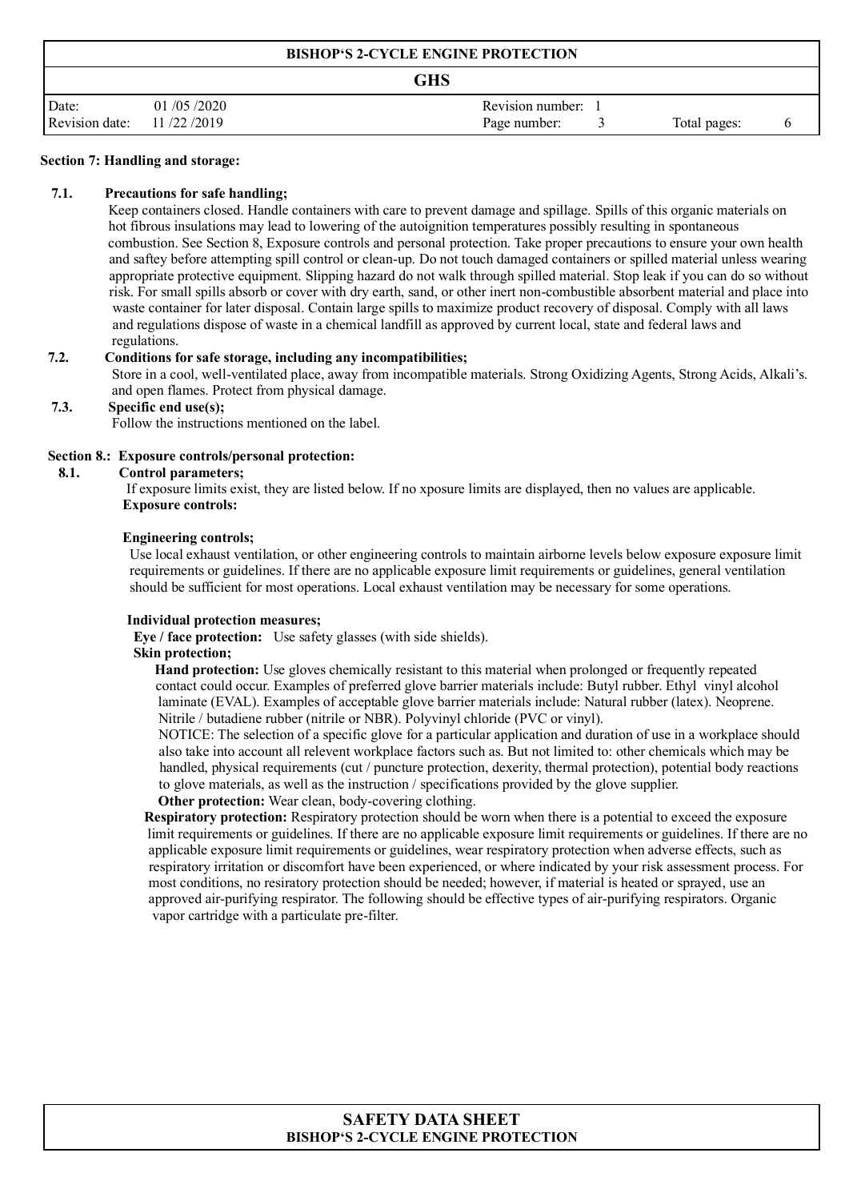## Section 7: Handling and storage:

**7.1. Precautions for safe handling;**

Keep containers closed. Handle containers with care to prevent damage and spillage. Spills of this organic materials on hot fibrous insulations may lead to lowering of the autoignition temperatures possibly resulting in spontaneous combustion. See Section 8, Exposure controls and personal protection. Take proper precautions to ensure your own health and saftey before attempting spill control or clean-up. Do not touch damaged containers or spilled material unless wearing appropriate protective equipment. Slipping hazard do not walk through spilled material. Stop leak if you can do so without risk. For small spills absorb or cover with dry earth, sand, or other inert non-combustible absorbent material and place into waste container for later disposal. Contain large spills to maximize product recovery of disposal. Comply with all laws and regulations dispose of waste in a chemical landfill as approved by current local, state and federal laws and regulations.

**7.2. Conditions for safe storage, including any incompatibilities;**

Store in a cool, well-ventilated place, away from incompatible materials. Strong Oxidizing Agents, Strong Acids, Alkali's. and open flames. Protect from physical damage.

**7.3. Specific end use(s);**

Follow the instructions mentioned on the label.

## Section 8.: Exposure controls/personal protection:

**8.1. Control parameters;**

If exposure limits exist, they are listed below. If no xposure limits are displayed, then no values are applicable.

**Exposure controls:**

**Engineering controls;**

Use local exhaust ventilation, or other engineering controls to maintain airborne levels below exposure exposure limit requirements or guidelines. If there are no applicable exposure limit requirements or guidelines, general ventilation should be sufficient for most operations. Local exhaust ventilation may be necessary for some operations.

**Individual protection measures;**

**Eye / face protection:** Use safety glasses (with side shields).

**Skin protection;**

**Hand protection:** Use gloves chemically resistant to this material when prolonged or frequently repeated contact could occur. Examples of preferred glove barrier materials include: Butyl rubber. Ethyl vinyl alcohol laminate (EVAL). Examples of acceptable glove barrier materials include: Natural rubber (latex). Neoprene. Nitrile / butadiene rubber (nitrile or NBR). Polyvinyl chloride (PVC or vinyl).

NOTICE: The selection of a specific glove for a particular application and duration of use in a workplace should also take into account all relevent workplace factors such as. But not limited to: other chemicals which may be handled, physical requirements (cut / puncture protection, dexerity, thermal protection), potential body reactions to glove materials, as well as the instruction / specifications provided by the glove supplier.

**Other protection:** Wear clean, body-covering clothing.

**Respiratory protection:** Respiratory protection should be worn when there is a potential to exceed the exposure limit requirements or guidelines. If there are no applicable exposure limit requirements or guidelines. If there are no applicable exposure limit requirements or guidelines, wear respiratory protection when adverse effects, such as respiratory irritation or discomfort have been experienced, or where indicated by your risk assessment process. For most conditions, no resiratory protection should be needed; however, if material is heated or sprayed, use an approved air-purifying respirator. The following should be effective types of air-purifying respirators. Organic vapor cartridge with a particulate pre-filter.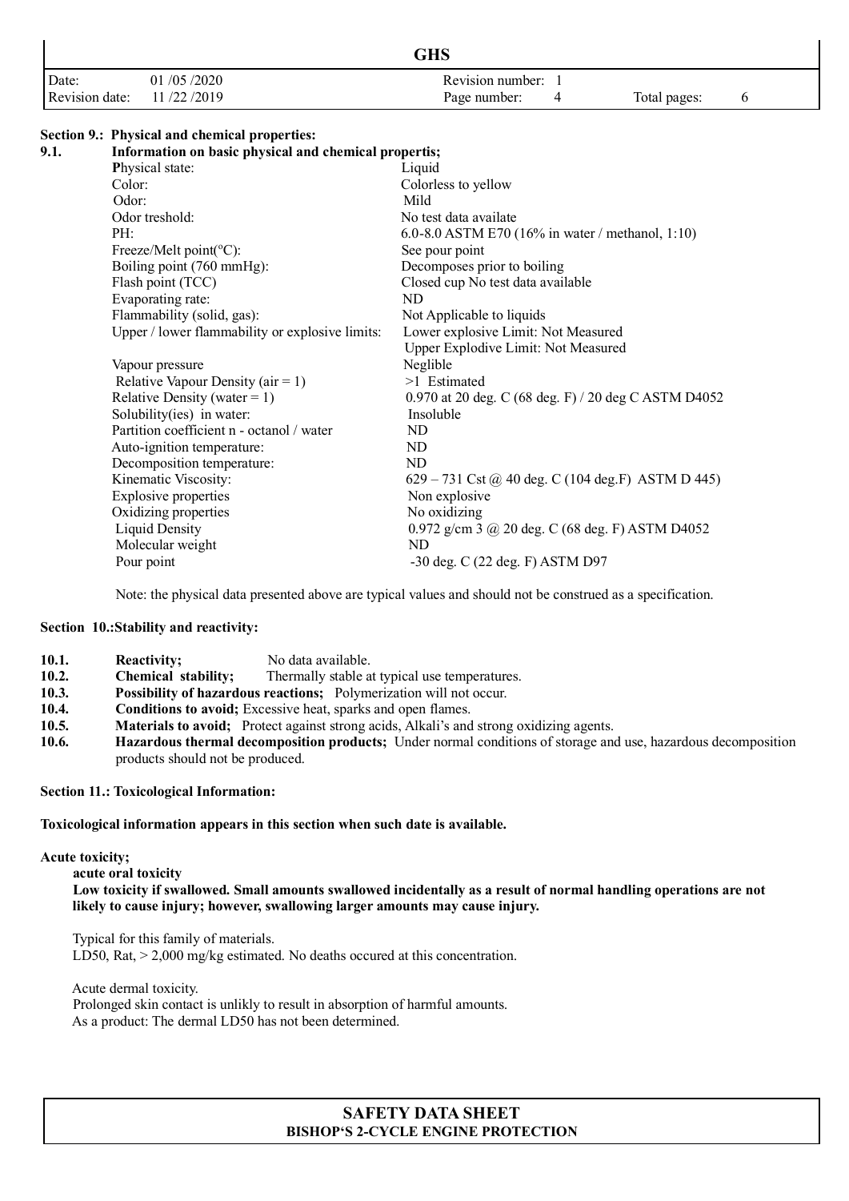## Section 9.: Physical and chemical properties:

**9.1. Information on basic physical and chemical propertis;**

| Property | Value |
|---|---|
| Physical state: | Liquid |
| Color: | Colorless to yellow |
| Odor: | Mild |
| Odor treshold: | No test data availate |
| PH: | 6.0-8.0 ASTM E70 (16% in water / methanol, 1:10) |
| Freeze/Melt point(°C): | See pour point |
| Boiling point (760 mmHg): | Decomposes prior to boiling |
| Flash point (TCC) | Closed cup No test data available |
| Evaporating rate: | ND |
| Flammability (solid, gas): | Not Applicable to liquids |
| Upper / lower flammability or explosive limits: | Lower explosive Limit: Not Measured<br>Upper Explodive Limit: Not Measured |
| Vapour pressure | Neglible |
| Relative Vapour Density (air = 1) | >1 Estimated |
| Relative Density (water = 1) | 0.970 at 20 deg. C (68 deg. F) / 20 deg C ASTM D4052 |
| Solubility(ies) in water: | Insoluble |
| Partition coefficient n - octanol / water | ND |
| Auto-ignition temperature: | ND |
| Decomposition temperature: | ND |
| Kinematic Viscosity: | 629 – 731 Cst @ 40 deg. C (104 deg.F) ASTM D 445) |
| Explosive properties | Non explosive |
| Oxidizing properties | No oxidizing |
| Liquid Density | 0.972 g/cm 3 @ 20 deg. C (68 deg. F) ASTM D4052 |
| Molecular weight | ND |
| Pour point | -30 deg. C (22 deg. F) ASTM D97 |

Note: the physical data presented above are typical values and should not be construed as a specification.

## Section 10.:Stability and reactivity:

**10.1. Reactivity;** No data available.

**10.2. Chemical stability;** Thermally stable at typical use temperatures.

**10.3. Possibility of hazardous reactions;** Polymerization will not occur.

**10.4. Conditions to avoid;** Excessive heat, sparks and open flames.

**10.5. Materials to avoid;** Protect against strong acids, Alkali's and strong oxidizing agents.

**10.6. Hazardous thermal decomposition products;** Under normal conditions of storage and use, hazardous decomposition products should not be produced.

## Section 11.: Toxicological Information:

**Toxicological information appears in this section when such date is available.**

**Acute toxicity;**

**acute oral toxicity**

**Low toxicity if swallowed. Small amounts swallowed incidentally as a result of normal handling operations are not likely to cause injury; however, swallowing larger amounts may cause injury.**

Typical for this family of materials.
LD50, Rat, > 2,000 mg/kg estimated. No deaths occured at this concentration.

Acute dermal toxicity.
Prolonged skin contact is unlikly to result in absorption of harmful amounts.
As a product: The dermal LD50 has not been determined.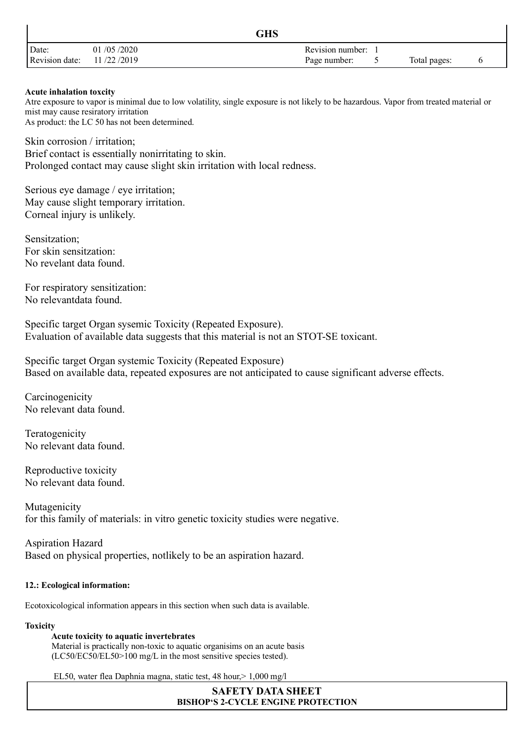**Acute inhalation toxcity**

Atre exposure to vapor is minimal due to low volatility, single exposure is not likely to be hazardous. Vapor from treated material or mist may cause resiratory irritation

As product: the LC 50 has not been determined.

Skin corrosion / irritation;

Brief contact is essentially nonirritating to skin.

Prolonged contact may cause slight skin irritation with local redness.

Serious eye damage / eye irritation;

May cause slight temporary irritation.

Corneal injury is unlikely.

Sensitzation;

For skin sensitzation:

No revelant data found.

For respiratory sensitization:

No relevantdata found.

Specific target Organ sysemic Toxicity (Repeated Exposure).

Evaluation of available data suggests that this material is not an STOT-SE toxicant.

Specific target Organ systemic Toxicity (Repeated Exposure)

Based on available data, repeated exposures are not anticipated to cause significant adverse effects.

Carcinogenicity

No relevant data found.

Teratogenicity

No relevant data found.

Reproductive toxicity

No relevant data found.

Mutagenicity

for this family of materials: in vitro genetic toxicity studies were negative.

Aspiration Hazard

Based on physical properties, notlikely to be an aspiration hazard.

**12.: Ecological information:**

Ecotoxicological information appears in this section when such data is available.

**Toxicity**

**Acute toxicity to aquatic invertebrates**

Material is practically non-toxic to aquatic organisims on an acute basis (LC50/EC50/EL50>100 mg/L in the most sensitive species tested).

EL50, water flea Daphnia magna, static test, 48 hour,> 1,000 mg/l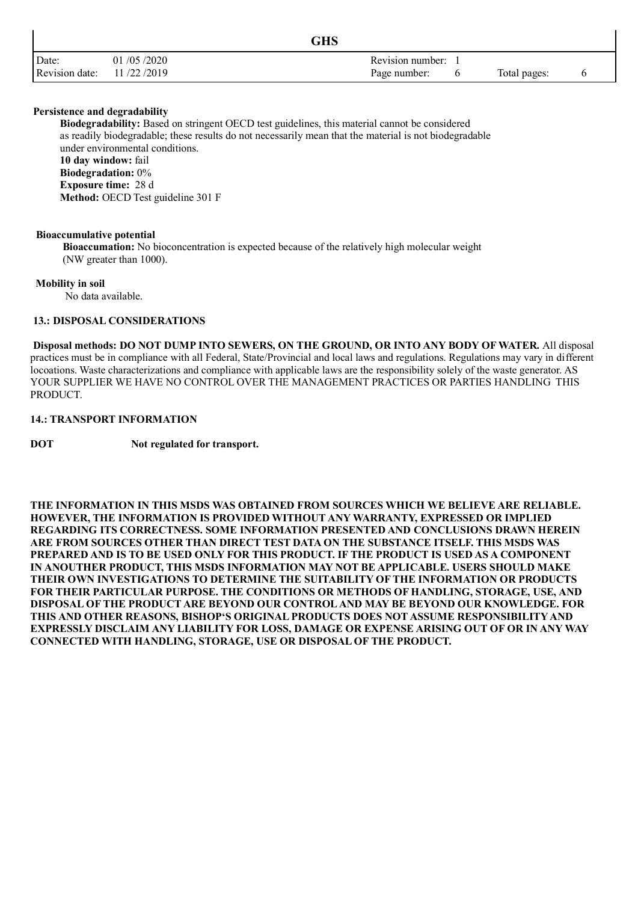**Persistence and degradability**

**Biodegradability:** Based on stringent OECD test guidelines, this material cannot be considered as readily biodegradable; these results do not necessarily mean that the material is not biodegradable under environmental conditions.
**10 day window:** fail
**Biodegradation:** 0%
**Exposure time:** 28 d
**Method:** OECD Test guideline 301 F

**Bioaccumulative potential**

**Bioaccumation:** No bioconcentration is expected because of the relatively high molecular weight (NW greater than 1000).

**Mobility in soil**

No data available.

## 13.: DISPOSAL CONSIDERATIONS

**Disposal methods: DO NOT DUMP INTO SEWERS, ON THE GROUND, OR INTO ANY BODY OF WATER.** All disposal practices must be in compliance with all Federal, State/Provincial and local laws and regulations. Regulations may vary in different locoations. Waste characterizations and compliance with applicable laws are the responsibility solely of the waste generator. AS YOUR SUPPLIER WE HAVE NO CONTROL OVER THE MANAGEMENT PRACTICES OR PARTIES HANDLING THIS PRODUCT.

## 14.: TRANSPORT INFORMATION

**DOT** **Not regulated for transport.**

**THE INFORMATION IN THIS MSDS WAS OBTAINED FROM SOURCES WHICH WE BELIEVE ARE RELIABLE. HOWEVER, THE INFORMATION IS PROVIDED WITHOUT ANY WARRANTY, EXPRESSED OR IMPLIED REGARDING ITS CORRECTNESS. SOME INFORMATION PRESENTED AND CONCLUSIONS DRAWN HEREIN ARE FROM SOURCES OTHER THAN DIRECT TEST DATA ON THE SUBSTANCE ITSELF. THIS MSDS WAS PREPARED AND IS TO BE USED ONLY FOR THIS PRODUCT. IF THE PRODUCT IS USED AS A COMPONENT IN ANOUTHER PRODUCT, THIS MSDS INFORMATION MAY NOT BE APPLICABLE. USERS SHOULD MAKE THEIR OWN INVESTIGATIONS TO DETERMINE THE SUITABILITY OF THE INFORMATION OR PRODUCTS FOR THEIR PARTICULAR PURPOSE. THE CONDITIONS OR METHODS OF HANDLING, STORAGE, USE, AND DISPOSAL OF THE PRODUCT ARE BEYOND OUR CONTROL AND MAY BE BEYOND OUR KNOWLEDGE. FOR THIS AND OTHER REASONS, BISHOP'S ORIGINAL PRODUCTS DOES NOT ASSUME RESPONSIBILITY AND EXPRESSLY DISCLAIM ANY LIABILITY FOR LOSS, DAMAGE OR EXPENSE ARISING OUT OF OR IN ANY WAY CONNECTED WITH HANDLING, STORAGE, USE OR DISPOSAL OF THE PRODUCT.**